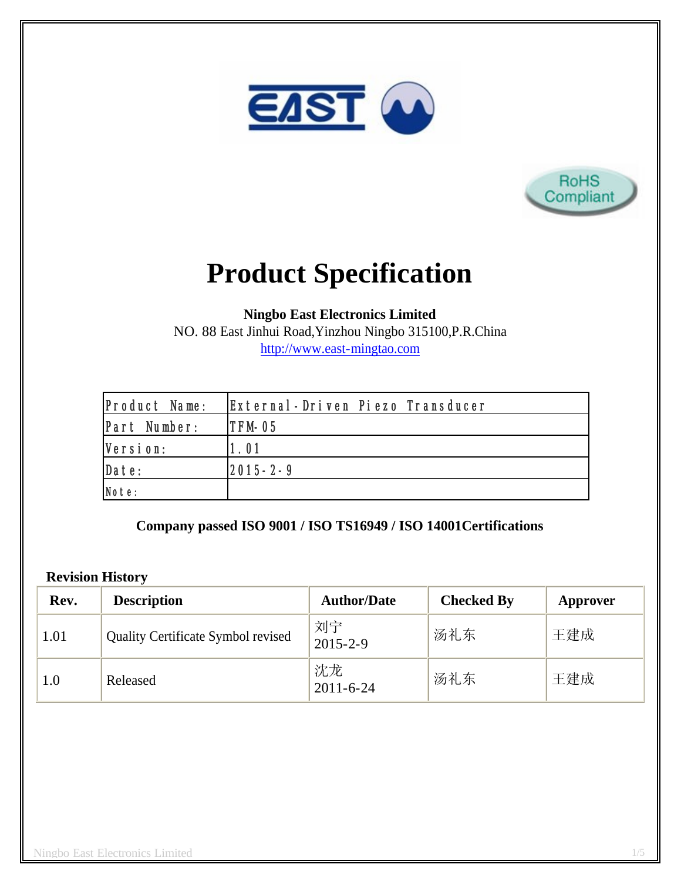EAST

RoHS Compliant

# Product Specification

**Ningbo East Electronics Limited**
NO. 88 East Jinhui Road,Yinzhou Ningbo 315100,P.R.China
http://www.east-mingtao.com

| Product Name: | External-Driven Piezo Transducer |
|---|---|
| Part Number: | TFM-05 |
| Version: | 1.01 |
| Date: | 2015-2-9 |
| Note: | |

**Company passed ISO 9001 / ISO TS16949 / ISO 14001Certifications**

**Revision History**

| Rev. | Description | Author/Date | Checked By | Approver |
|---|---|---|---|---|
| 1.01 | Quality Certificate Symbol revised | 刘宁 2015-2-9 | 汤礼东 | 王建成 |
| 1.0 | Released | 沈龙 2011-6-24 | 汤礼东 | 王建成 |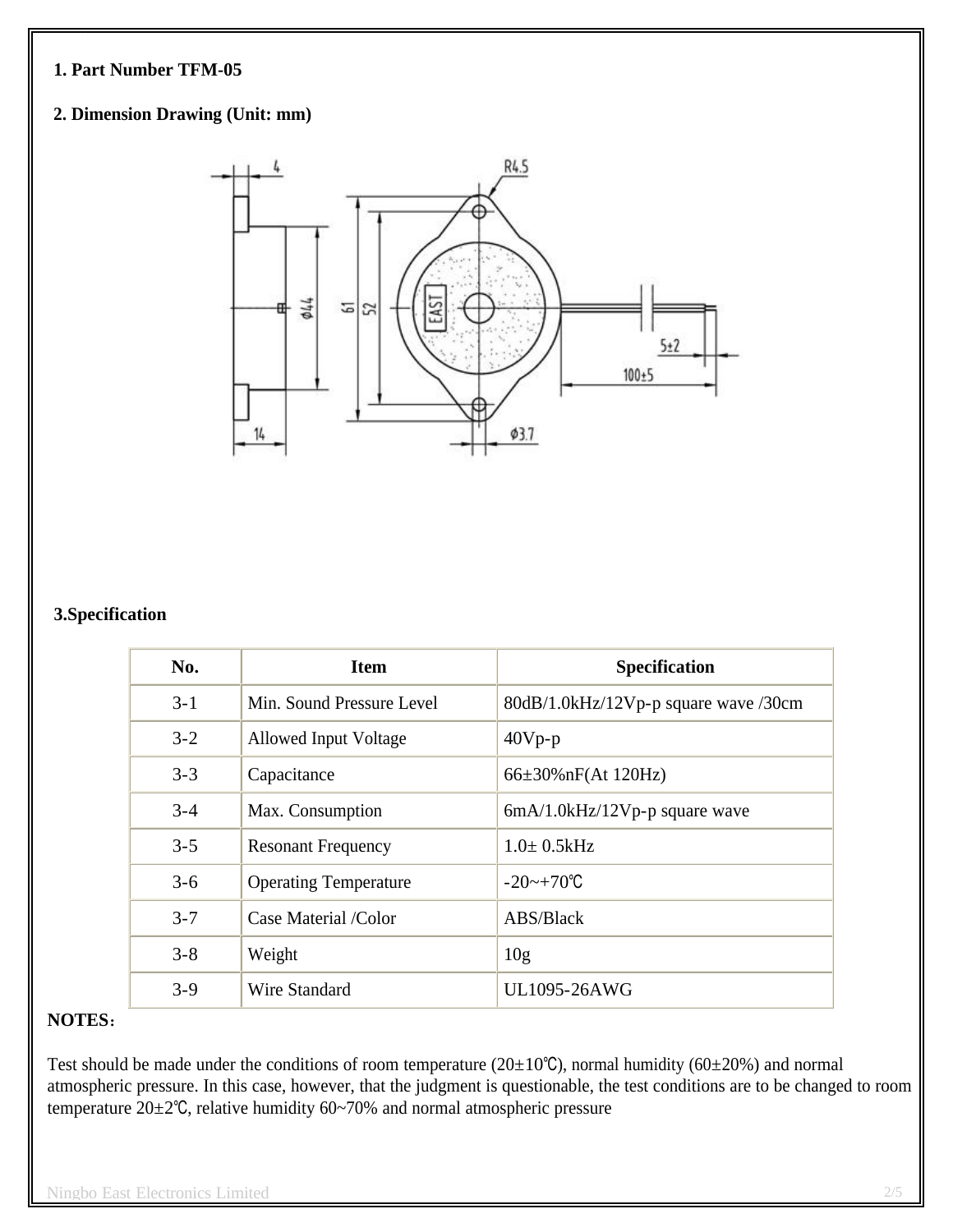**1. Part Number TFM-05**

**2. Dimension Drawing (Unit: mm)**

**3.Specification**

| No. | Item | Specification |
|---|---|---|
| 3-1 | Min. Sound Pressure Level | 80dB/1.0kHz/12Vp-p square wave /30cm |
| 3-2 | Allowed Input Voltage | 40Vp-p |
| 3-3 | Capacitance | 66±30%nF(At 120Hz) |
| 3-4 | Max. Consumption | 6mA/1.0kHz/12Vp-p square wave |
| 3-5 | Resonant Frequency | 1.0± 0.5kHz |
| 3-6 | Operating Temperature | -20~+70℃ |
| 3-7 | Case Material /Color | ABS/Black |
| 3-8 | Weight | 10g |
| 3-9 | Wire Standard | UL1095-26AWG |

**NOTES：**

Test should be made under the conditions of room temperature (20±10℃), normal humidity (60±20%) and normal atmospheric pressure. In this case, however, that the judgment is questionable, the test conditions are to be changed to room temperature 20±2℃, relative humidity 60~70% and normal atmospheric pressure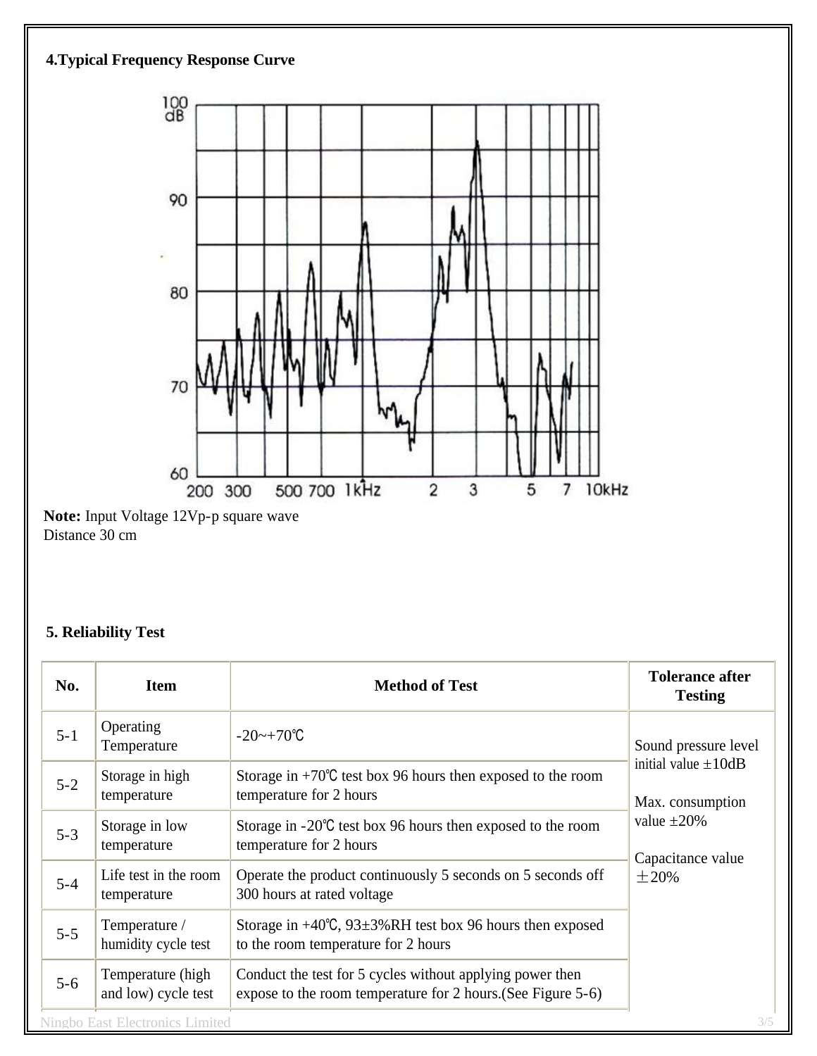## 4.Typical Frequency Response Curve

**Note:** Input Voltage 12Vp-p square wave
Distance 30 cm

## 5. Reliability Test

| No. | Item | Method of Test | Tolerance after Testing |
|---|---|---|---|
| 5-1 | Operating Temperature | -20~+70℃ | Sound pressure level initial value ±10dB<br><br>Max. consumption value ±20%<br><br>Capacitance value ±20% |
| 5-2 | Storage in high temperature | Storage in +70℃ test box 96 hours then exposed to the room temperature for 2 hours | |
| 5-3 | Storage in low temperature | Storage in -20℃ test box 96 hours then exposed to the room temperature for 2 hours | |
| 5-4 | Life test in the room temperature | Operate the product continuously 5 seconds on 5 seconds off 300 hours at rated voltage | |
| 5-5 | Temperature / humidity cycle test | Storage in +40℃, 93±3%RH test box 96 hours then exposed to the room temperature for 2 hours | |
| 5-6 | Temperature (high and low) cycle test | Conduct the test for 5 cycles without applying power then expose to the room temperature for 2 hours.(See Figure 5-6) | |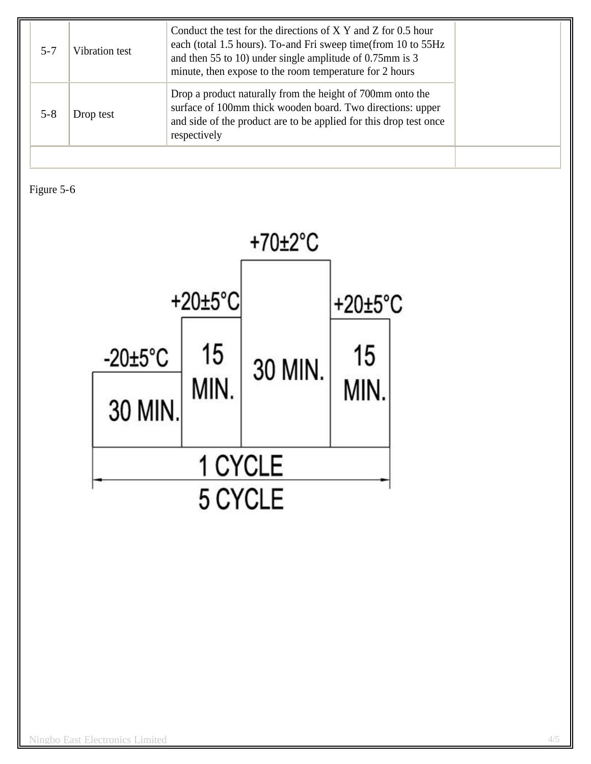| | | | |
|---|---|---|---|
| 5-7 | Vibration test | Conduct the test for the directions of X Y and Z for 0.5 hour each (total 1.5 hours). To-and Fri sweep time(from 10 to 55Hz and then 55 to 10) under single amplitude of 0.75mm is 3 minute, then expose to the room temperature for 2 hours | |
| 5-8 | Drop test | Drop a product naturally from the height of 700mm onto the surface of 100mm thick wooden board. Two directions: upper and side of the product are to be applied for this drop test once respectively | |
| | | | |

Figure 5-6

-20±5°C 30 MIN. | +20±5°C 15 MIN. | +70±2°C 30 MIN. | +20±5°C 15 MIN.

1 CYCLE

5 CYCLE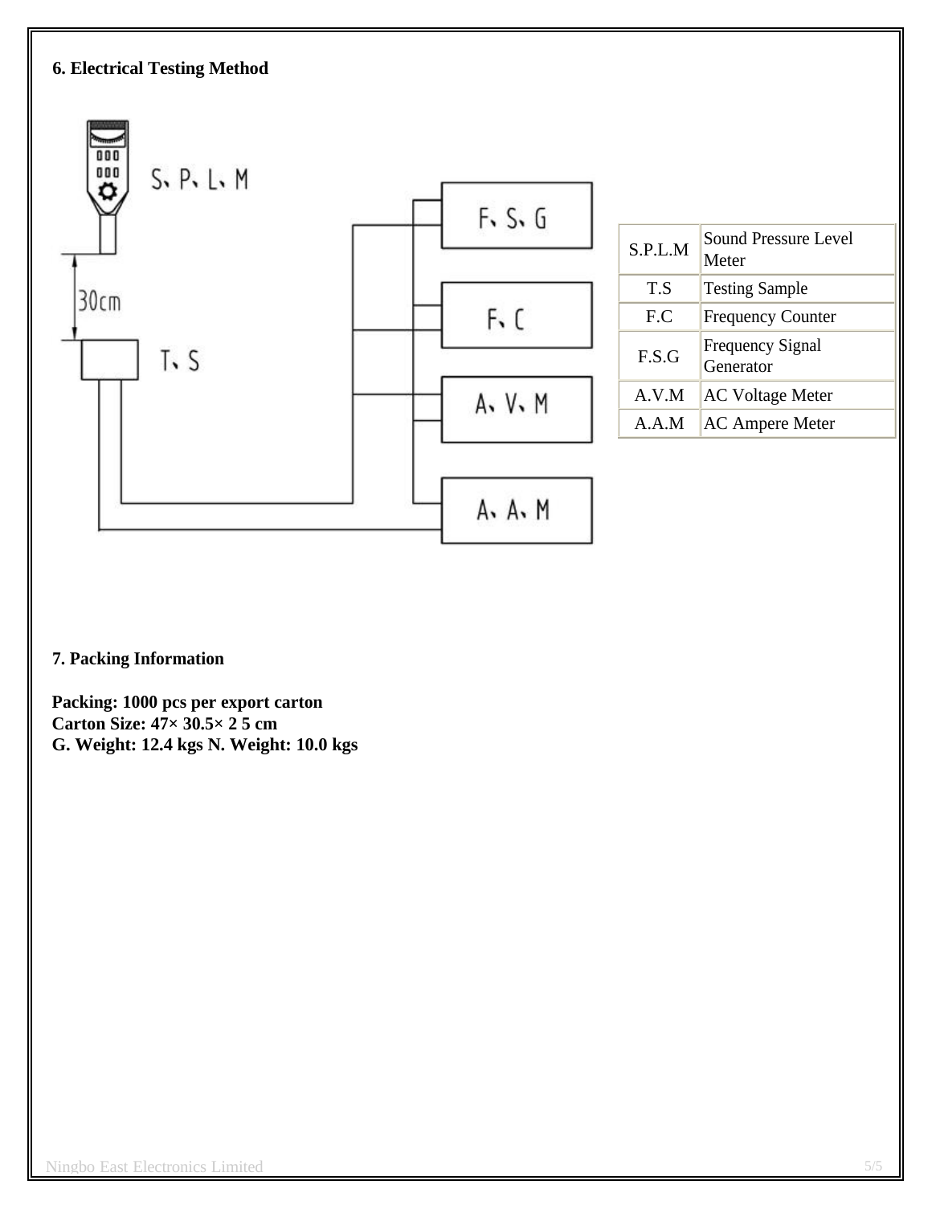## 6. Electrical Testing Method

S、P、L、M

30cm

T、S

F、S、G

F、C

A、V、M

A、A、M

| | |
|---|---|
| S.P.L.M | Sound Pressure Level Meter |
| T.S | Testing Sample |
| F.C | Frequency Counter |
| F.S.G | Frequency Signal Generator |
| A.V.M | AC Voltage Meter |
| A.A.M | AC Ampere Meter |

## 7. Packing Information

**Packing: 1000 pcs per export carton**
**Carton Size: 47× 30.5× 2 5 cm**
**G. Weight: 12.4 kgs N. Weight: 10.0 kgs**